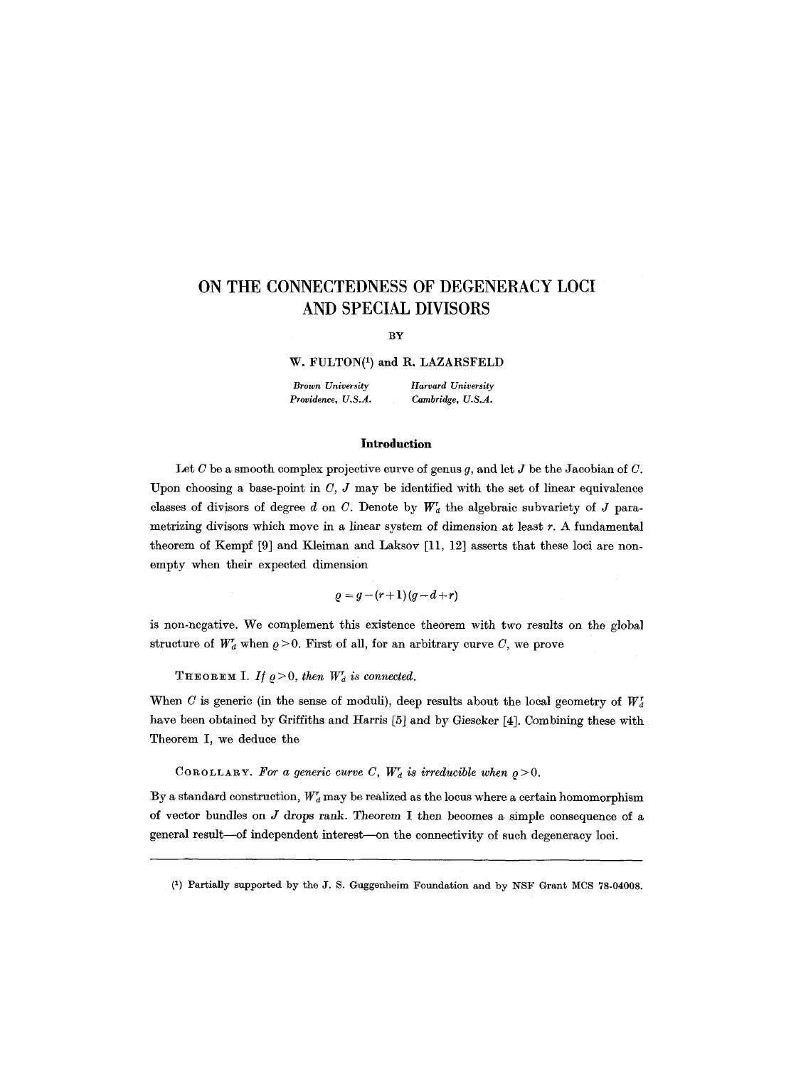# ON THE CONNECTEDNESS OF DEGENERACY LOCI AND SPECIAL DIVISORS

BY

W. FULTON[1] and R. LAZARSFELD

*Brown University*
*Providence, U.S.A.*

*Harvard University*
*Cambridge, U.S.A.*

## Introduction

Let $C$ be a smooth complex projective curve of genus $g$, and let $J$ be the Jacobian of $C$. Upon choosing a base-point in $C$, $J$ may be identified with the set of linear equivalence classes of divisors of degree $d$ on $C$. Denote by $W_d^r$ the algebraic subvariety of $J$ parametrizing divisors which move in a linear system of dimension at least $r$. A fundamental theorem of Kempf [9] and Kleiman and Laksov [11, 12] asserts that these loci are non-empty when their expected dimension

$$\varrho = g-(r+1)(g-d+r)$$

is non-negative. We complement this existence theorem with two results on the global structure of $W_d^r$ when $\varrho > 0$. First of all, for an arbitrary curve $C$, we prove

THEOREM I. *If $\varrho > 0$, then $W_d^r$ is connected.*

When $C$ is generic (in the sense of moduli), deep results about the local geometry of $W_d^r$ have been obtained by Griffiths and Harris [5] and by Gieseker [4]. Combining these with Theorem I, we deduce the

COROLLARY. *For a generic curve $C$, $W_d^r$ is irreducible when $\varrho > 0$.*

By a standard construction, $W_d^r$ may be realized as the locus where a certain homomorphism of vector bundles on $J$ drops rank. Theorem I then becomes a simple consequence of a general result—of independent interest—on the connectivity of such degeneracy loci.

---

[1] Partially supported by the J. S. Guggenheim Foundation and by NSF Grant MCS 78-04008.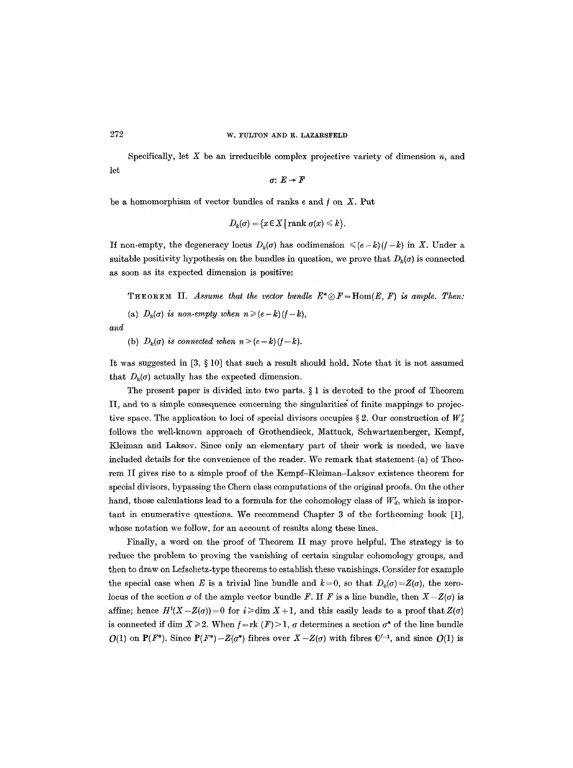Specifically, let $X$ be an irreducible complex projective variety of dimension $n$, and let

$$\sigma\colon E \to F$$

be a homomorphism of vector bundles of ranks $e$ and $f$ on $X$. Put

$$D_k(\sigma) = \{x \in X \mid \operatorname{rank} \sigma(x) \leqslant k\}.$$

If non-empty, the degeneracy locus $D_k(\sigma)$ has codimension $\leqslant (e-k)(f-k)$ in $X$. Under a suitable positivity hypothesis on the bundles in question, we prove that $D_k(\sigma)$ is connected as soon as its expected dimension is positive:

THEOREM II. *Assume that the vector bundle $E^* \otimes F = \operatorname{Hom}(E, F)$ is ample. Then:*

(a) *$D_k(\sigma)$ is non-empty when $n \geqslant (e-k)(f-k)$,*

*and*

(b) *$D_k(\sigma)$ is connected when $n > (e-k)(f-k)$.*

It was suggested in [3, § 10] that such a result should hold. Note that it is not assumed that $D_k(\sigma)$ actually has the expected dimension.

The present paper is divided into two parts. § 1 is devoted to the proof of Theorem II, and to a simple consequence concerning the singularities of finite mappings to projective space. The application to loci of special divisors occupies § 2. Our construction of $W^r_d$ follows the well-known approach of Grothendieck, Mattuck, Schwartzenberger, Kempf, Kleiman and Laksov. Since only an elementary part of their work is needed, we have included details for the convenience of the reader. We remark that statement (a) of Theorem II gives rise to a simple proof of the Kempf–Kleiman–Laksov existence theorem for special divisors, bypassing the Chern class computations of the original proofs. On the other hand, those calculations lead to a formula for the cohomology class of $W^r_d$, which is important in enumerative questions. We recommend Chapter 3 of the forthcoming book [1], whose notation we follow, for an account of results along these lines.

Finally, a word on the proof of Theorem II may prove helpful. The strategy is to reduce the problem to proving the vanishing of certain singular cohomology groups, and then to draw on Lefschetz-type theorems to establish these vanishings. Consider for example the special case when $E$ is a trivial line bundle and $k=0$, so that $D_0(\sigma) = Z(\sigma)$, the zero-locus of the section $\sigma$ of the ample vector bundle $F$. If $F$ is a line bundle, then $X - Z(\sigma)$ is affine; hence $H^i(X - Z(\sigma)) = 0$ for $i \geqslant \dim X + 1$, and this easily leads to a proof that $Z(\sigma)$ is connected if $\dim X \geqslant 2$. When $f = \operatorname{rk}(F) > 1$, $\sigma$ determines a section $\sigma^*$ of the line bundle $\mathcal{O}(1)$ on $\mathbf{P}(F^*)$. Since $\mathbf{P}(F^*) - Z(\sigma^*)$ fibres over $X - Z(\sigma)$ with fibres $\mathbf{C}^{f-1}$, and since $\mathcal{O}(1)$ is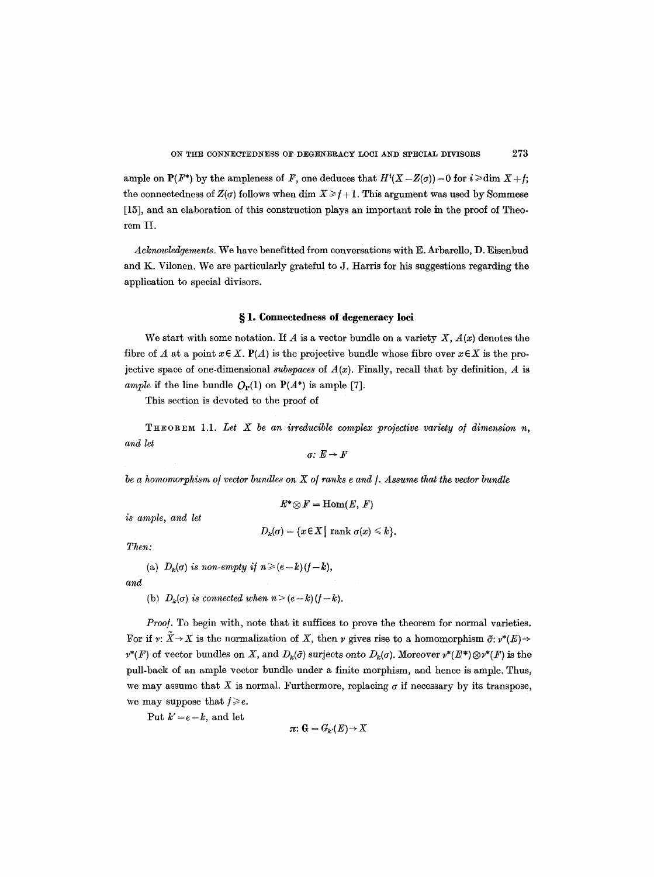ample on $\mathbf{P}(F^*)$ by the ampleness of $F$, one deduces that $H^i(X - Z(\sigma)) = 0$ for $i \geq \dim X + f$; the connectedness of $Z(\sigma)$ follows when $\dim X \geq f + 1$. This argument was used by Sommese [15], and an elaboration of this construction plays an important role in the proof of Theorem II.

*Acknowledgements.* We have benefitted from conversations with E. Arbarello, D. Eisenbud and K. Vilonen. We are particularly grateful to J. Harris for his suggestions regarding the application to special divisors.

## § 1. Connectedness of degeneracy loci

We start with some notation. If $A$ is a vector bundle on a variety $X$, $A(x)$ denotes the fibre of $A$ at a point $x \in X$. $\mathbf{P}(A)$ is the projective bundle whose fibre over $x \in X$ is the projective space of one-dimensional *subspaces* of $A(x)$. Finally, recall that by definition, $A$ is *ample* if the line bundle $\mathcal{O}_{\mathbf{P}}(1)$ on $\mathbf{P}(A^*)$ is ample [7].

This section is devoted to the proof of

THEOREM 1.1. *Let $X$ be an irreducible complex projective variety of dimension $n$, and let*

$$\sigma: E \to F$$

*be a homomorphism of vector bundles on $X$ of ranks $e$ and $f$. Assume that the vector bundle*

$$E^* \otimes F = \operatorname{Hom}(E, F)$$

*is ample, and let*

$$D_k(\sigma) = \{x \in X \mid \operatorname{rank} \sigma(x) \leq k\}.$$

*Then:*

(a) *$D_k(\sigma)$ is non-empty if $n \geq (e-k)(f-k)$,*

*and*

(b) *$D_k(\sigma)$ is connected when $n > (e-k)(f-k)$.*

*Proof.* To begin with, note that it suffices to prove the theorem for normal varieties. For if $\nu: \tilde{X} \to X$ is the normalization of $X$, then $\nu$ gives rise to a homomorphism $\tilde{\sigma}: \nu^*(E) \to \nu^*(F)$ of vector bundles on $\tilde{X}$, and $D_k(\tilde{\sigma})$ surjects onto $D_k(\sigma)$. Moreover $\nu^*(E^*) \otimes \nu^*(F)$ is the pull-back of an ample vector bundle under a finite morphism, and hence is ample. Thus, we may assume that $X$ is normal. Furthermore, replacing $\sigma$ if necessary by its transpose, we may suppose that $f \geq e$.

Put $k' = e - k$, and let

$$\pi: \mathbf{G} = G_{k'}(E) \to X$$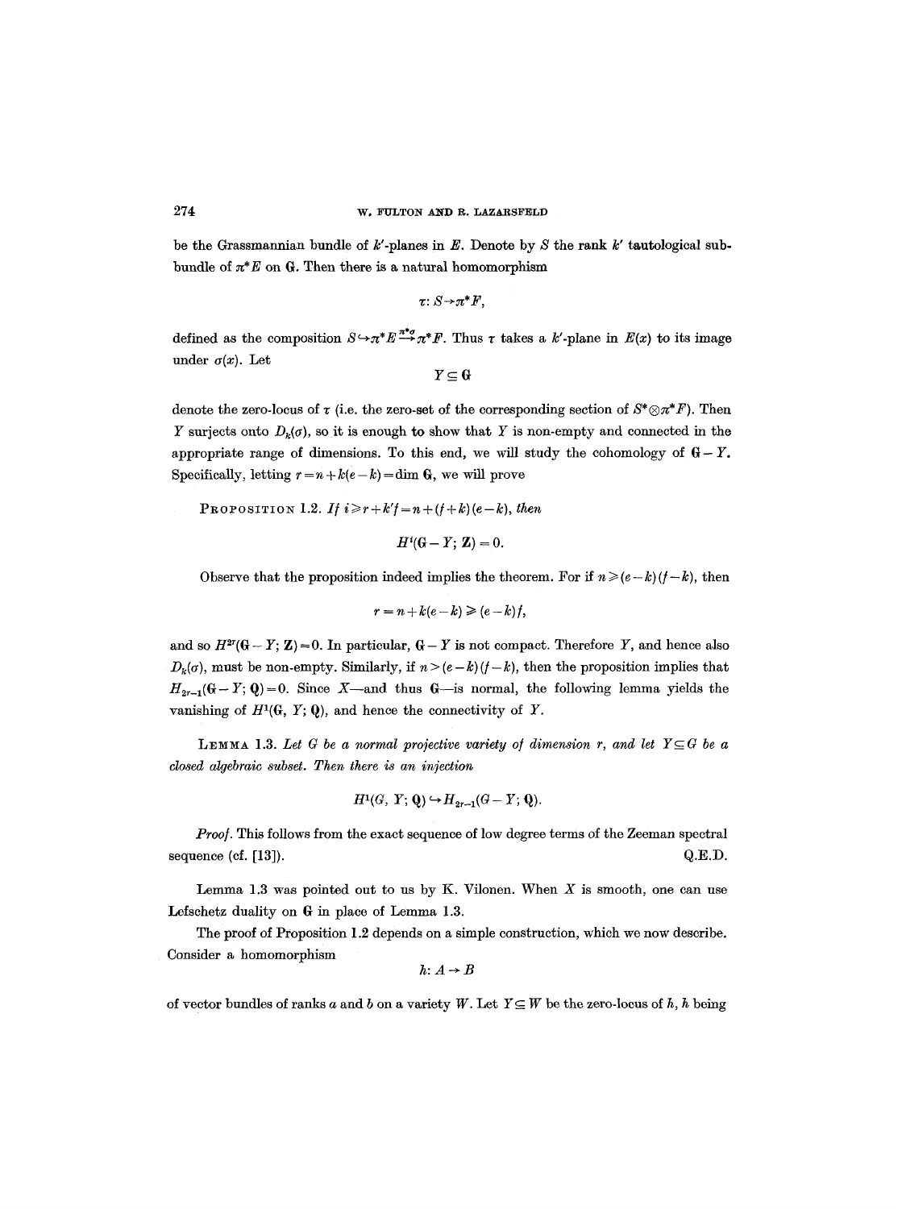be the Grassmannian bundle of $k'$-planes in $E$. Denote by $S$ the rank $k'$ tautological subbundle of $\pi^*E$ on $\mathbf{G}$. Then there is a natural homomorphism

$$\tau: S \to \pi^*F,$$

defined as the composition $S \hookrightarrow \pi^*E \xrightarrow{\pi^*\sigma} \pi^*F$. Thus $\tau$ takes a $k'$-plane in $E(x)$ to its image under $\sigma(x)$. Let

$$Y \subseteq \mathbf{G}$$

denote the zero-locus of $\tau$ (i.e. the zero-set of the corresponding section of $S^* \otimes \pi^*F$). Then $Y$ surjects onto $D_k(\sigma)$, so it is enough to show that $Y$ is non-empty and connected in the appropriate range of dimensions. To this end, we will study the cohomology of $\mathbf{G} - Y$. Specifically, letting $r = n + k(e-k) = \dim \mathbf{G}$, we will prove

PROPOSITION 1.2. *If* $i \geqslant r + k'f = n + (f+k)(e-k)$, *then*

$$H^i(\mathbf{G} - Y; \mathbf{Z}) = 0.$$

Observe that the proposition indeed implies the theorem. For if $n \geqslant (e-k)(f-k)$, then

$$r = n + k(e-k) \geqslant (e-k)f,$$

and so $H^{2r}(\mathbf{G} - Y; \mathbf{Z}) = 0$. In particular, $\mathbf{G} - Y$ is not compact. Therefore $Y$, and hence also $D_k(\sigma)$, must be non-empty. Similarly, if $n > (e-k)(f-k)$, then the proposition implies that $H_{2r-1}(\mathbf{G} - Y; \mathbf{Q}) = 0$. Since $X$—and thus $\mathbf{G}$—is normal, the following lemma yields the vanishing of $H^1(\mathbf{G}, Y; \mathbf{Q})$, and hence the connectivity of $Y$.

LEMMA 1.3. *Let $G$ be a normal projective variety of dimension $r$, and let $Y \subseteq G$ be a closed algebraic subset. Then there is an injection*

$$H^1(G, Y; \mathbf{Q}) \hookrightarrow H_{2r-1}(G - Y; \mathbf{Q}).$$

*Proof.* This follows from the exact sequence of low degree terms of the Zeeman spectral sequence (cf. [13]). Q.E.D.

Lemma 1.3 was pointed out to us by K. Vilonen. When $X$ is smooth, one can use Lefschetz duality on $\mathbf{G}$ in place of Lemma 1.3.

The proof of Proposition 1.2 depends on a simple construction, which we now describe. Consider a homomorphism

$$h: A \to B$$

of vector bundles of ranks $a$ and $b$ on a variety $W$. Let $Y \subseteq W$ be the zero-locus of $h$, $h$ being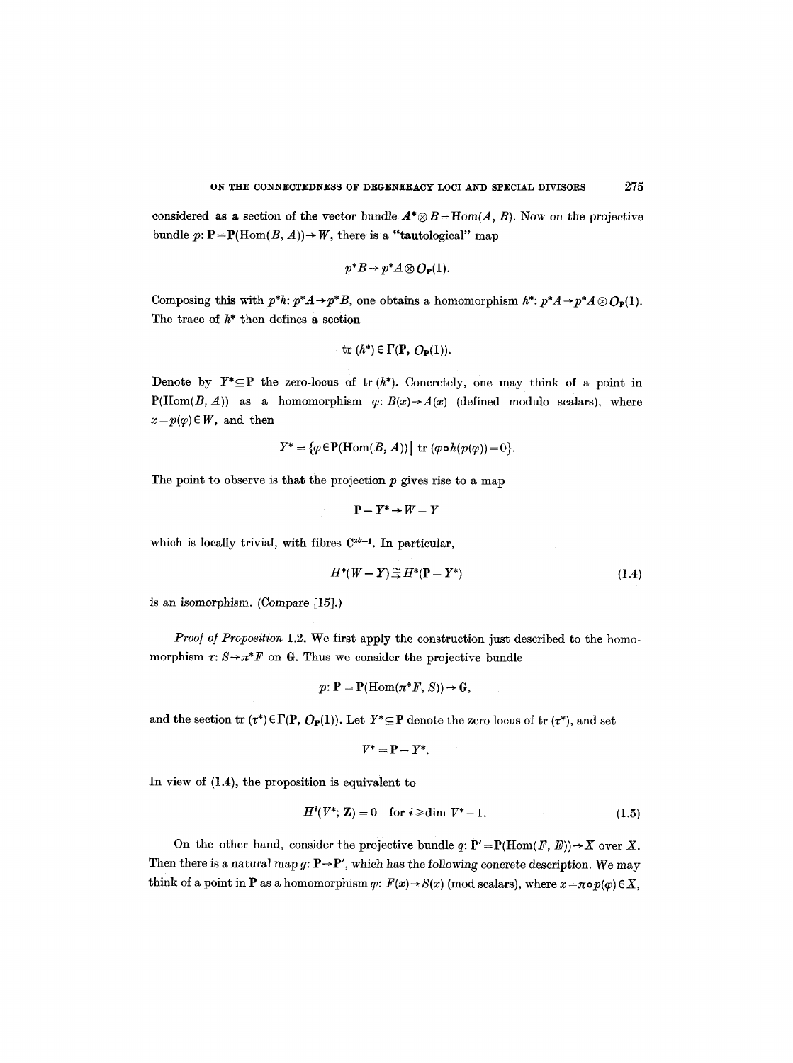considered as a section of the vector bundle $A^* \otimes B = \mathrm{Hom}(A, B)$. Now on the projective bundle $p: \mathbf{P} = \mathbf{P}(\mathrm{Hom}(B, A)) \to W$, there is a "tautological" map

$$p^*B \to p^*A \otimes O_{\mathbf{P}}(1).$$

Composing this with $p^*h: p^*A \to p^*B$, one obtains a homomorphism $h^*: p^*A \to p^*A \otimes O_{\mathbf{P}}(1)$. The trace of $h^*$ then defines a section

$$\mathrm{tr}\,(h^*) \in \Gamma(\mathbf{P}, O_{\mathbf{P}}(1)).$$

Denote by $Y^* \subseteq \mathbf{P}$ the zero-locus of $\mathrm{tr}\,(h^*)$. Concretely, one may think of a point in $\mathbf{P}(\mathrm{Hom}(B, A))$ as a homomorphism $\varphi: B(x) \to A(x)$ (defined modulo scalars), where $x = p(\varphi) \in W$, and then

$$Y^* = \{\varphi \in \mathbf{P}(\mathrm{Hom}(B, A)) \mid \mathrm{tr}\,(\varphi \circ h(p(\varphi)) = 0\}.$$

The point to observe is that the projection $p$ gives rise to a map

$$\mathbf{P} - Y^* \to W - Y$$

which is locally trivial, with fibres $\mathbf{C}^{ab-1}$. In particular,

$$H^*(W - Y) \xrightarrow{\approx} H^*(\mathbf{P} - Y^*) \tag{1.4}$$

is an isomorphism. (Compare [15].)

*Proof of Proposition* 1.2. We first apply the construction just described to the homomorphism $\tau: S \to \pi^* F$ on $\mathbf{G}$. Thus we consider the projective bundle

$$p: \mathbf{P} = \mathbf{P}(\mathrm{Hom}(\pi^* F, S)) \to \mathbf{G},$$

and the section $\mathrm{tr}\,(\tau^*) \in \Gamma(\mathbf{P}, O_{\mathbf{P}}(1))$. Let $Y^* \subseteq \mathbf{P}$ denote the zero locus of $\mathrm{tr}\,(\tau^*)$, and set

$$V^* = \mathbf{P} - Y^*.$$

In view of (1.4), the proposition is equivalent to

$$H^i(V^*; \mathbf{Z}) = 0 \quad \text{for } i \geqslant \dim V^* + 1. \tag{1.5}$$

On the other hand, consider the projective bundle $q: \mathbf{P}' = \mathbf{P}(\mathrm{Hom}(F, E)) \to X$ over $X$. Then there is a natural map $g: \mathbf{P} \to \mathbf{P}'$, which has the following concrete description. We may think of a point in $\mathbf{P}$ as a homomorphism $\varphi: F(x) \to S(x)$ (mod scalars), where $x = \pi \circ p(\varphi) \in X$,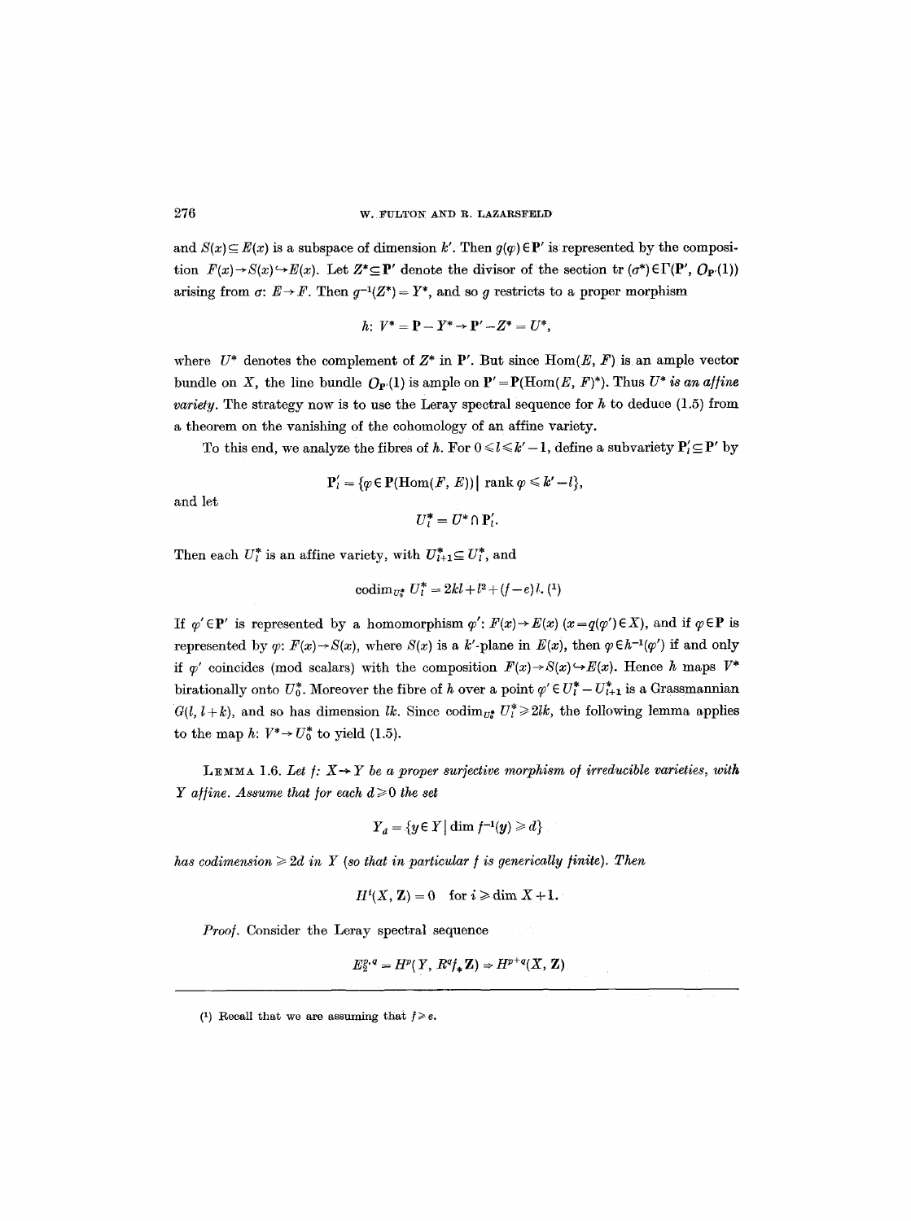and $S(x) \subseteq E(x)$ is a subspace of dimension $k'$. Then $g(\varphi) \in \mathbf{P}'$ is represented by the composition $F(x) \to S(x) \hookrightarrow E(x)$. Let $Z^* \subseteq \mathbf{P}'$ denote the divisor of the section $\operatorname{tr}(\sigma^*) \in \Gamma(\mathbf{P}', O_{\mathbf{P}'}(1))$ arising from $\sigma: E \to F$. Then $g^{-1}(Z^*) = Y^*$, and so $g$ restricts to a proper morphism

$$h: V^* = \mathbf{P} - Y^* \to \mathbf{P}' - Z^* = U^*,$$

where $U^*$ denotes the complement of $Z^*$ in $\mathbf{P}'$. But since $\operatorname{Hom}(E, F)$ is an ample vector bundle on $X$, the line bundle $O_{\mathbf{P}'}(1)$ is ample on $\mathbf{P}' = \mathbf{P}(\operatorname{Hom}(E, F)^*)$. Thus $U^*$ *is an affine variety*. The strategy now is to use the Leray spectral sequence for $h$ to deduce (1.5) from a theorem on the vanishing of the cohomology of an affine variety.

To this end, we analyze the fibres of $h$. For $0 \leqslant l \leqslant k'-1$, define a subvariety $\mathbf{P}'_l \subseteq \mathbf{P}'$ by

$$\mathbf{P}'_l = \{\varphi \in \mathbf{P}(\operatorname{Hom}(F, E)) \mid \operatorname{rank} \varphi \leqslant k' - l\},$$

and let

$$U_l^* = U^* \cap \mathbf{P}'_l.$$

Then each $U_l^*$ is an affine variety, with $U_{l+1}^* \subseteq U_l^*$, and

$$\operatorname{codim}_{U_0^*} U_l^* = 2kl + l^2 + (f-e)l. \text{ [1]}$$

If $\varphi' \in \mathbf{P}'$ is represented by a homomorphism $\varphi': F(x) \to E(x)$ $(x = q(\varphi') \in X)$, and if $\varphi \in \mathbf{P}$ is represented by $\varphi: F(x) \to S(x)$, where $S(x)$ is a $k'$-plane in $E(x)$, then $\varphi \in h^{-1}(\varphi')$ if and only if $\varphi'$ coincides (mod scalars) with the composition $F(x) \to S(x) \hookrightarrow E(x)$. Hence $h$ maps $V^*$ birationally onto $U_0^*$. Moreover the fibre of $h$ over a point $\varphi' \in U_l^* - U_{l+1}^*$ is a Grassmannian $G(l, l+k)$, and so has dimension $lk$. Since $\operatorname{codim}_{U_0^*} U_l^* \geqslant 2lk$, the following lemma applies to the map $h: V^* \to U_0^*$ to yield (1.5).

**Lemma 1.6.** *Let $f: X \to Y$ be a proper surjective morphism of irreducible varieties, with $Y$ affine. Assume that for each $d \geqslant 0$ the set*

$$Y_d = \{y \in Y \mid \dim f^{-1}(y) \geqslant d\}$$

*has codimension $\geqslant 2d$ in $Y$ (so that in particular $f$ is generically finite). Then*

$$H^i(X, \mathbf{Z}) = 0 \quad \text{for } i \geqslant \dim X + 1.$$

*Proof.* Consider the Leray spectral sequence

$$E_2^{p,q} = H^p(Y, R^q f_* \mathbf{Z}) \Rightarrow H^{p+q}(X, \mathbf{Z})$$

---

[1] Recall that we are assuming that $f \geqslant e$.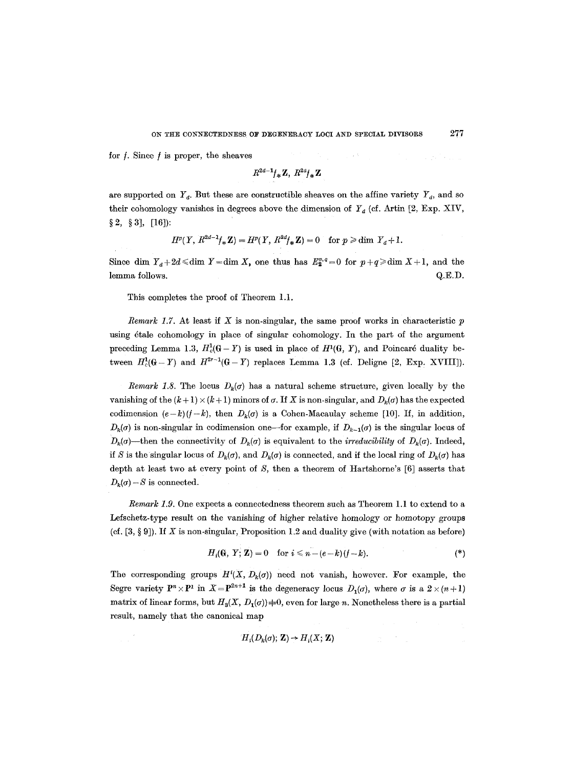for $f$. Since $f$ is proper, the sheaves

$$R^{2d-1}f_*\mathbf{Z},\ R^{2d}f_*\mathbf{Z}$$

are supported on $Y_d$. But these are constructible sheaves on the affine variety $Y_d$, and so their cohomology vanishes in degrees above the dimension of $Y_d$ (cf. Artin [2, Exp. XIV, § 2, § 3], [16]):

$$H^p(Y, R^{2d-1}f_*\mathbf{Z}) = H^p(Y, R^{2d}f_*\mathbf{Z}) = 0 \quad \text{for } p \geqslant \dim Y_d + 1.$$

Since $\dim Y_d + 2d \leqslant \dim Y = \dim X$, one thus has $E_2^{p,q} = 0$ for $p+q \geqslant \dim X + 1$, and the lemma follows. Q.E.D.

This completes the proof of Theorem 1.1.

*Remark 1.7.* At least if $X$ is non-singular, the same proof works in characteristic $p$ using étale cohomology in place of singular cohomology. In the part of the argument preceding Lemma 1.3, $H_c^1(\mathbf{G}-Y)$ is used in place of $H^1(\mathbf{G}, Y)$, and Poincaré duality between $H_c^1(\mathbf{G}-Y)$ and $H^{2r-1}(\mathbf{G}-Y)$ replaces Lemma 1.3 (cf. Deligne [2, Exp. XVIII]).

*Remark 1.8.* The locus $D_k(\sigma)$ has a natural scheme structure, given locally by the vanishing of the $(k+1)\times(k+1)$ minors of $\sigma$. If $X$ is non-singular, and $D_k(\sigma)$ has the expected codimension $(e-k)(f-k)$, then $D_k(\sigma)$ is a Cohen-Macaulay scheme [10]. If, in addition, $D_k(\sigma)$ is non-singular in codimension one—for example, if $D_{k-1}(\sigma)$ is the singular locus of $D_k(\sigma)$—then the connectivity of $D_k(\sigma)$ is equivalent to the *irreducibility* of $D_k(\sigma)$. Indeed, if $S$ is the singular locus of $D_k(\sigma)$, and $D_k(\sigma)$ is connected, and if the local ring of $D_k(\sigma)$ has depth at least two at every point of $S$, then a theorem of Hartshorne's [6] asserts that $D_k(\sigma)-S$ is connected.

*Remark 1.9.* One expects a connectedness theorem such as Theorem 1.1 to extend to a Lefschetz-type result on the vanishing of higher relative homology or homotopy groups (cf. [3, § 9]). If $X$ is non-singular, Proposition 1.2 and duality give (with notation as before)

$$H_i(\mathbf{G}, Y; \mathbf{Z}) = 0 \quad \text{for } i \leqslant n-(e-k)(f-k). \qquad (*)$$

The corresponding groups $H^i(X, D_k(\sigma))$ need not vanish, however. For example, the Segre variety $\mathbf{P}^n \times \mathbf{P}^1$ in $X = \mathbf{P}^{2n+1}$ is the degeneracy locus $D_1(\sigma)$, where $\sigma$ is a $2\times(n+1)$ matrix of linear forms, but $H_3(X, D_1(\sigma)) \neq 0$, even for large $n$. Nonetheless there is a partial result, namely that the canonical map

$$H_i(D_k(\sigma); \mathbf{Z}) \to H_i(X; \mathbf{Z})$$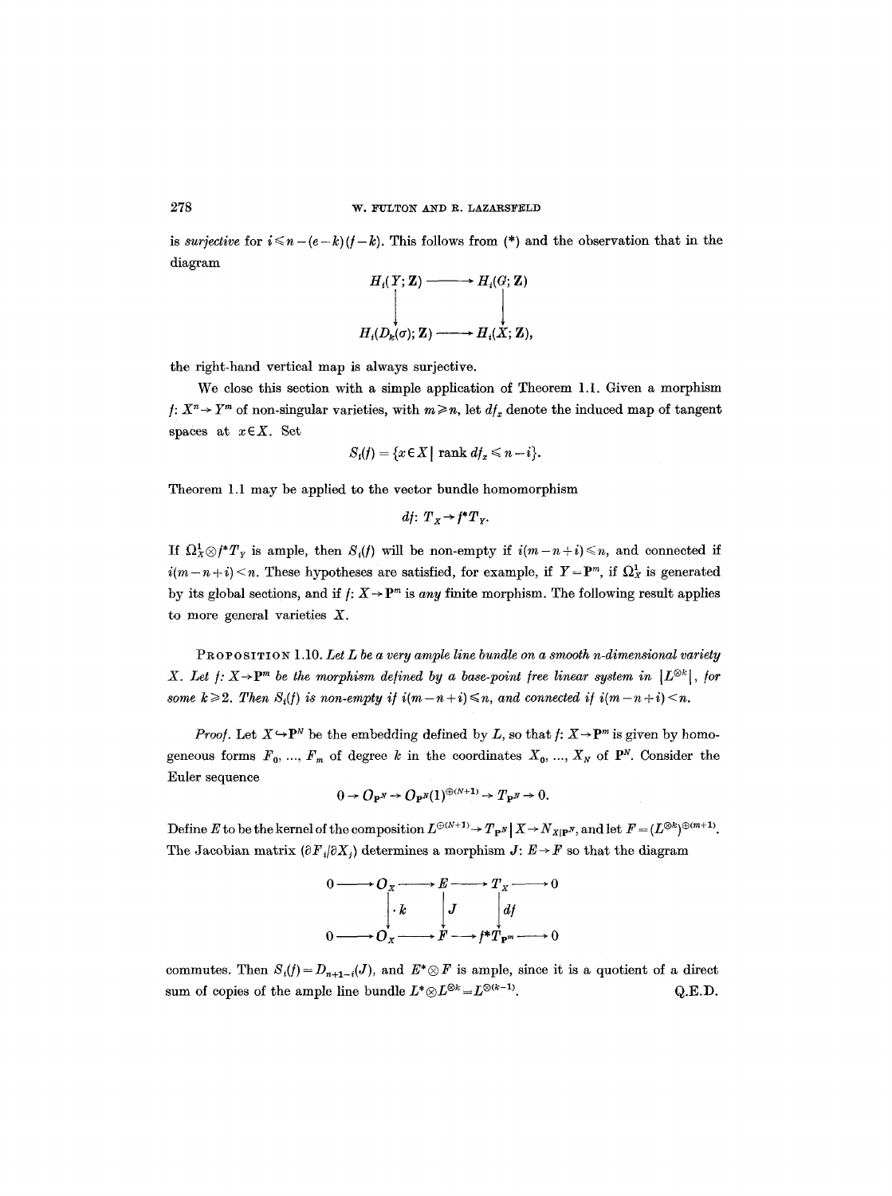is *surjective* for $i \leq n-(e-k)(f-k)$. This follows from (*) and the observation that in the diagram

$$\begin{array}{ccc} H_i(Y;\mathbf{Z}) & \longrightarrow & H_i(G;\mathbf{Z}) \\ \downarrow & & \downarrow \\ H_i(D_k(\sigma);\mathbf{Z}) & \longrightarrow & H_i(X;\mathbf{Z}), \end{array}$$

the right-hand vertical map is always surjective.

We close this section with a simple application of Theorem 1.1. Given a morphism $f: X^n \to Y^m$ of non-singular varieties, with $m \geq n$, let $df_x$ denote the induced map of tangent spaces at $x \in X$. Set

$$S_i(f) = \{x \in X \mid \operatorname{rank} df_x \leq n-i\}.$$

Theorem 1.1 may be applied to the vector bundle homomorphism

$$df: T_X \to f^*T_Y.$$

If $\Omega_X^1 \otimes f^*T_Y$ is ample, then $S_i(f)$ will be non-empty if $i(m-n+i) \leq n$, and connected if $i(m-n+i) < n$. These hypotheses are satisfied, for example, if $Y = \mathbf{P}^m$, if $\Omega_X^1$ is generated by its global sections, and if $f: X \to \mathbf{P}^m$ is *any* finite morphism. The following result applies to more general varieties $X$.

PROPOSITION 1.10. *Let $L$ be a very ample line bundle on a smooth $n$-dimensional variety $X$. Let $f: X \to \mathbf{P}^m$ be the morphism defined by a base-point free linear system in $|L^{\otimes k}|$, for some $k \geq 2$. Then $S_i(f)$ is non-empty if $i(m-n+i) \leq n$, and connected if $i(m-n+i) < n$.*

*Proof.* Let $X \hookrightarrow \mathbf{P}^N$ be the embedding defined by $L$, so that $f: X \to \mathbf{P}^m$ is given by homogeneous forms $F_0, \ldots, F_m$ of degree $k$ in the coordinates $X_0, \ldots, X_N$ of $\mathbf{P}^N$. Consider the Euler sequence

$$0 \to O_{\mathbf{P}^N} \to O_{\mathbf{P}^N}(1)^{\oplus(N+1)} \to T_{\mathbf{P}^N} \to 0.$$

Define $E$ to be the kernel of the composition $L^{\oplus(N+1)} \to T_{\mathbf{P}^N} \mid X \to N_{X|\mathbf{P}^N}$, and let $F = (L^{\otimes k})^{\oplus(m+1)}$. The Jacobian matrix $(\partial F_i/\partial X_j)$ determines a morphism $J: E \to F$ so that the diagram

$$\begin{array}{ccccccccc} 0 & \longrightarrow & O_X & \longrightarrow & E & \longrightarrow & T_X & \longrightarrow & 0 \\ & & \downarrow \cdot k & & \downarrow J & & \downarrow df & & \\ 0 & \longrightarrow & O_X & \longrightarrow & F & \longrightarrow & f^*T_{\mathbf{P}^m} & \longrightarrow & 0 \end{array}$$

commutes. Then $S_i(f) = D_{n+1-i}(J)$, and $E^* \otimes F$ is ample, since it is a quotient of a direct sum of copies of the ample line bundle $L^* \otimes L^{\otimes k} = L^{\otimes(k-1)}$. Q.E.D.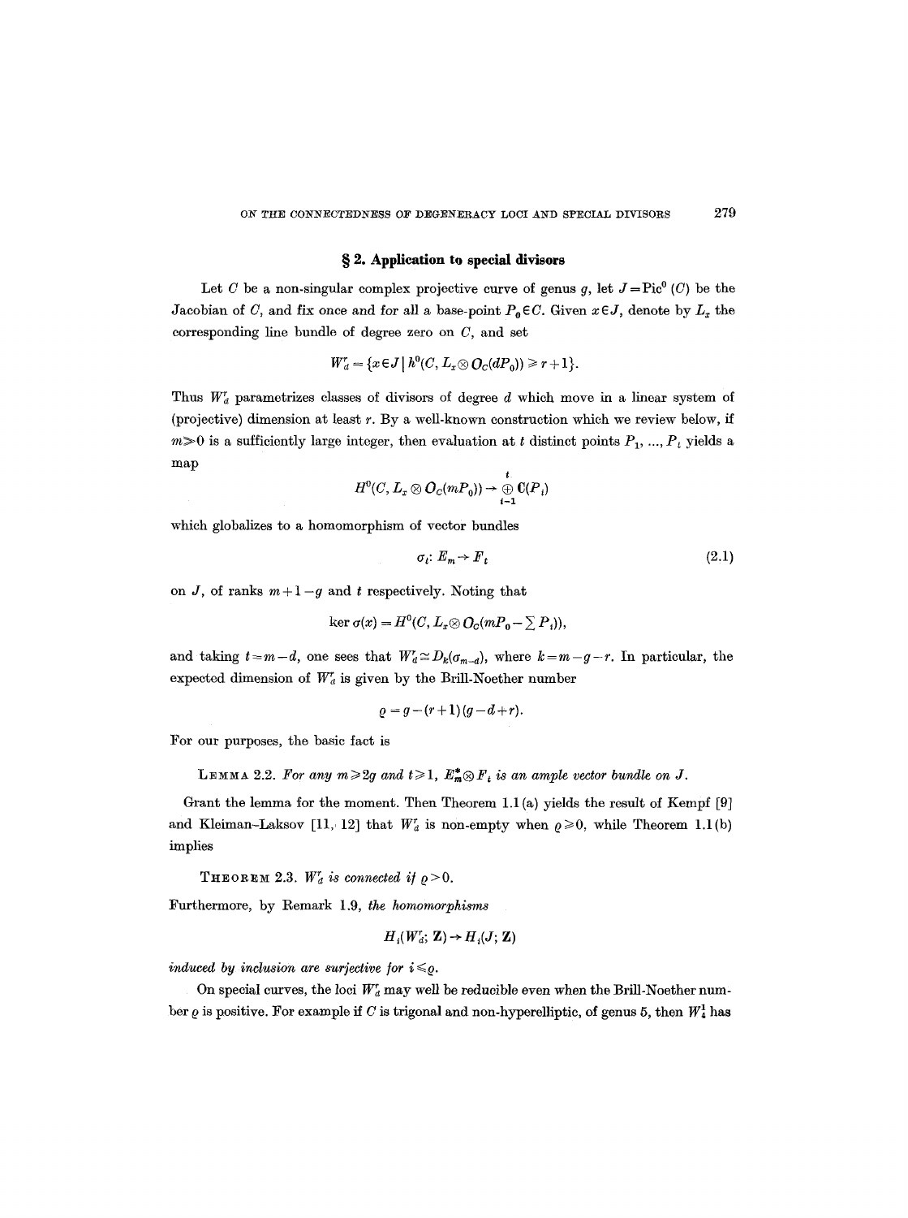## § 2. Application to special divisors

Let $C$ be a non-singular complex projective curve of genus $g$, let $J = \mathrm{Pic}^0(C)$ be the Jacobian of $C$, and fix once and for all a base-point $P_0 \in C$. Given $x \in J$, denote by $L_x$ the corresponding line bundle of degree zero on $C$, and set

$$W_d^r = \{x \in J \mid h^0(C, L_x \otimes \mathcal{O}_C(dP_0)) \geq r+1\}.$$

Thus $W_d^r$ parametrizes classes of divisors of degree $d$ which move in a linear system of (projective) dimension at least $r$. By a well-known construction which we review below, if $m \gg 0$ is a sufficiently large integer, then evaluation at $t$ distinct points $P_1, \ldots, P_t$ yields a map

$$H^0(C, L_x \otimes \mathcal{O}_C(mP_0)) \to \bigoplus_{i=1}^{t} \mathbf{C}(P_i)$$

which globalizes to a homomorphism of vector bundles

$$\sigma_t \colon E_m \to F_t \tag{2.1}$$

on $J$, of ranks $m+1-g$ and $t$ respectively. Noting that

$$\ker \sigma(x) = H^0(C, L_x \otimes \mathcal{O}_C(mP_0 - \sum P_i)),$$

and taking $t = m-d$, one sees that $W_d^r \cong D_k(\sigma_{m-d})$, where $k = m-g-r$. In particular, the expected dimension of $W_d^r$ is given by the Brill-Noether number

$$\varrho = g - (r+1)(g-d+r).$$

For our purposes, the basic fact is

LEMMA 2.2. *For any $m \geq 2g$ and $t \geq 1$, $E_m^* \otimes F_t$ is an ample vector bundle on $J$.*

Grant the lemma for the moment. Then Theorem 1.1(a) yields the result of Kempf [9] and Kleiman–Laksov [11, 12] that $W_d^r$ is non-empty when $\varrho \geq 0$, while Theorem 1.1(b) implies

THEOREM 2.3. *$W_d^r$ is connected if $\varrho > 0$.*

Furthermore, by Remark 1.9, *the homomorphisms*

$$H_i(W_d^r; \mathbf{Z}) \to H_i(J; \mathbf{Z})$$

*induced by inclusion are surjective for $i \leq \varrho$.*

On special curves, the loci $W_d^r$ may well be reducible even when the Brill-Noether number $\varrho$ is positive. For example if $C$ is trigonal and non-hyperelliptic, of genus 5, then $W_4^1$ has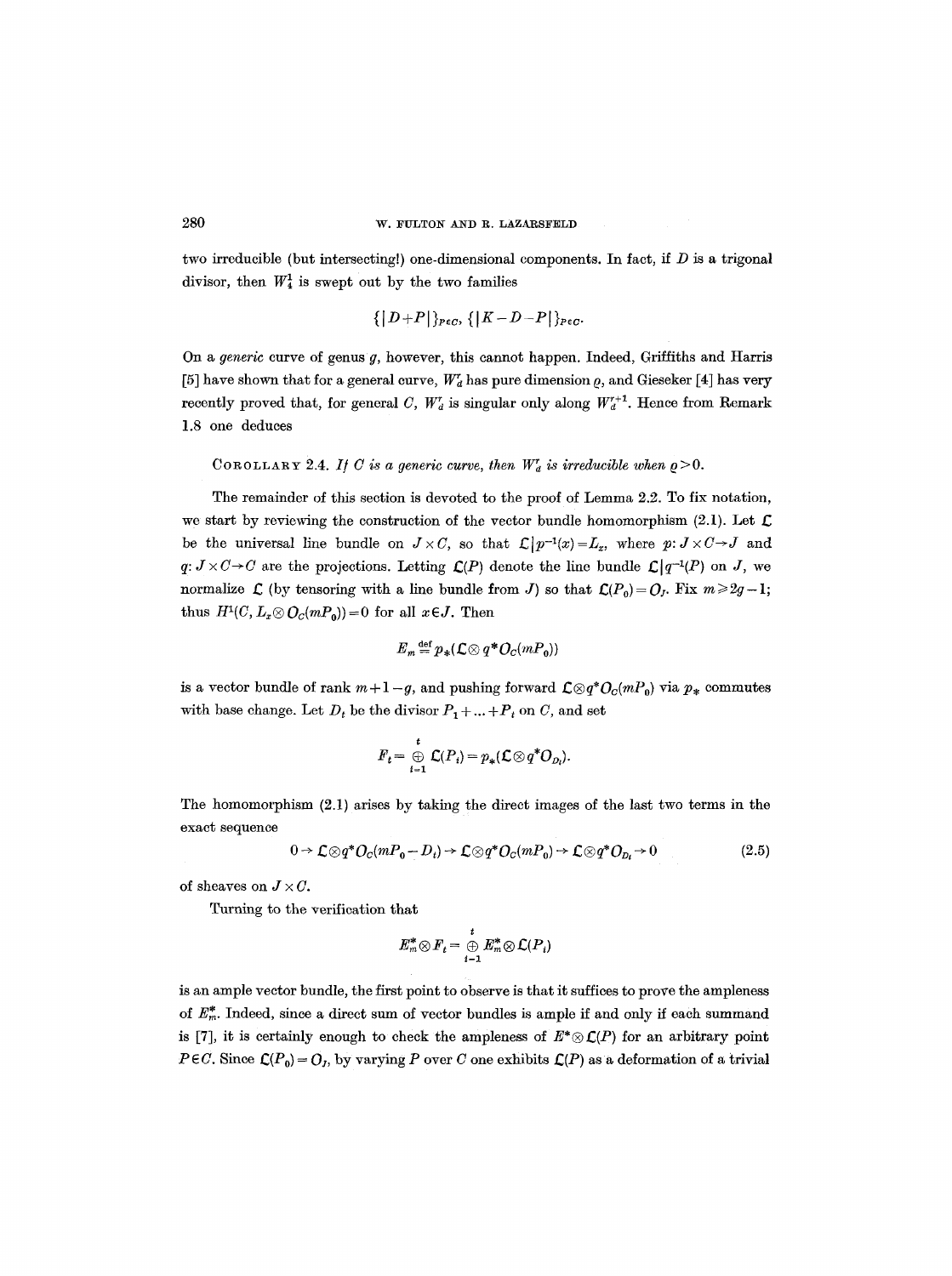two irreducible (but intersecting!) one-dimensional components. In fact, if $D$ is a trigonal divisor, then $W_4^1$ is swept out by the two families

$$\{|D+P|\}_{P\in C},\ \{|K-D-P|\}_{P\in C}.$$

On a *generic* curve of genus $g$, however, this cannot happen. Indeed, Griffiths and Harris [5] have shown that for a general curve, $W_d^r$ has pure dimension $\varrho$, and Gieseker [4] has very recently proved that, for general $C$, $W_d^r$ is singular only along $W_d^{r+1}$. Hence from Remark 1.8 one deduces

COROLLARY 2.4. *If $C$ is a generic curve, then $W_d^r$ is irreducible when $\varrho>0$.*

The remainder of this section is devoted to the proof of Lemma 2.2. To fix notation, we start by reviewing the construction of the vector bundle homomorphism (2.1). Let $\mathcal{L}$ be the universal line bundle on $J\times C$, so that $\mathcal{L}|p^{-1}(x)=L_x$, where $p: J\times C\to J$ and $q: J\times C\to C$ are the projections. Letting $\mathcal{L}(P)$ denote the line bundle $\mathcal{L}|q^{-1}(P)$ on $J$, we normalize $\mathcal{L}$ (by tensoring with a line bundle from $J$) so that $\mathcal{L}(P_0)=\mathcal{O}_J$. Fix $m\geq 2g-1$; thus $H^1(C, L_x\otimes \mathcal{O}_C(mP_0))=0$ for all $x\in J$. Then

$$E_m \overset{\text{def}}{=} p_*(\mathcal{L}\otimes q^*\mathcal{O}_C(mP_0))$$

is a vector bundle of rank $m+1-g$, and pushing forward $\mathcal{L}\otimes q^*\mathcal{O}_C(mP_0)$ via $p_*$ commutes with base change. Let $D_t$ be the divisor $P_1+\ldots+P_t$ on $C$, and set

$$F_t=\bigoplus_{i=1}^{t}\mathcal{L}(P_i)=p_*(\mathcal{L}\otimes q^*\mathcal{O}_{D_t}).$$

The homomorphism (2.1) arises by taking the direct images of the last two terms in the exact sequence

$$0\to \mathcal{L}\otimes q^*\mathcal{O}_C(mP_0-D_t)\to \mathcal{L}\otimes q^*\mathcal{O}_C(mP_0)\to \mathcal{L}\otimes q^*\mathcal{O}_{D_t}\to 0 \tag{2.5}$$

of sheaves on $J\times C$.

Turning to the verification that

$$E_m^*\otimes F_t=\bigoplus_{i=1}^{t} E_m^*\otimes \mathcal{L}(P_i)$$

is an ample vector bundle, the first point to observe is that it suffices to prove the ampleness of $E_m^*$. Indeed, since a direct sum of vector bundles is ample if and only if each summand is [7], it is certainly enough to check the ampleness of $E^*\otimes\mathcal{L}(P)$ for an arbitrary point $P\in C$. Since $\mathcal{L}(P_0)=\mathcal{O}_J$, by varying $P$ over $C$ one exhibits $\mathcal{L}(P)$ as a deformation of a trivial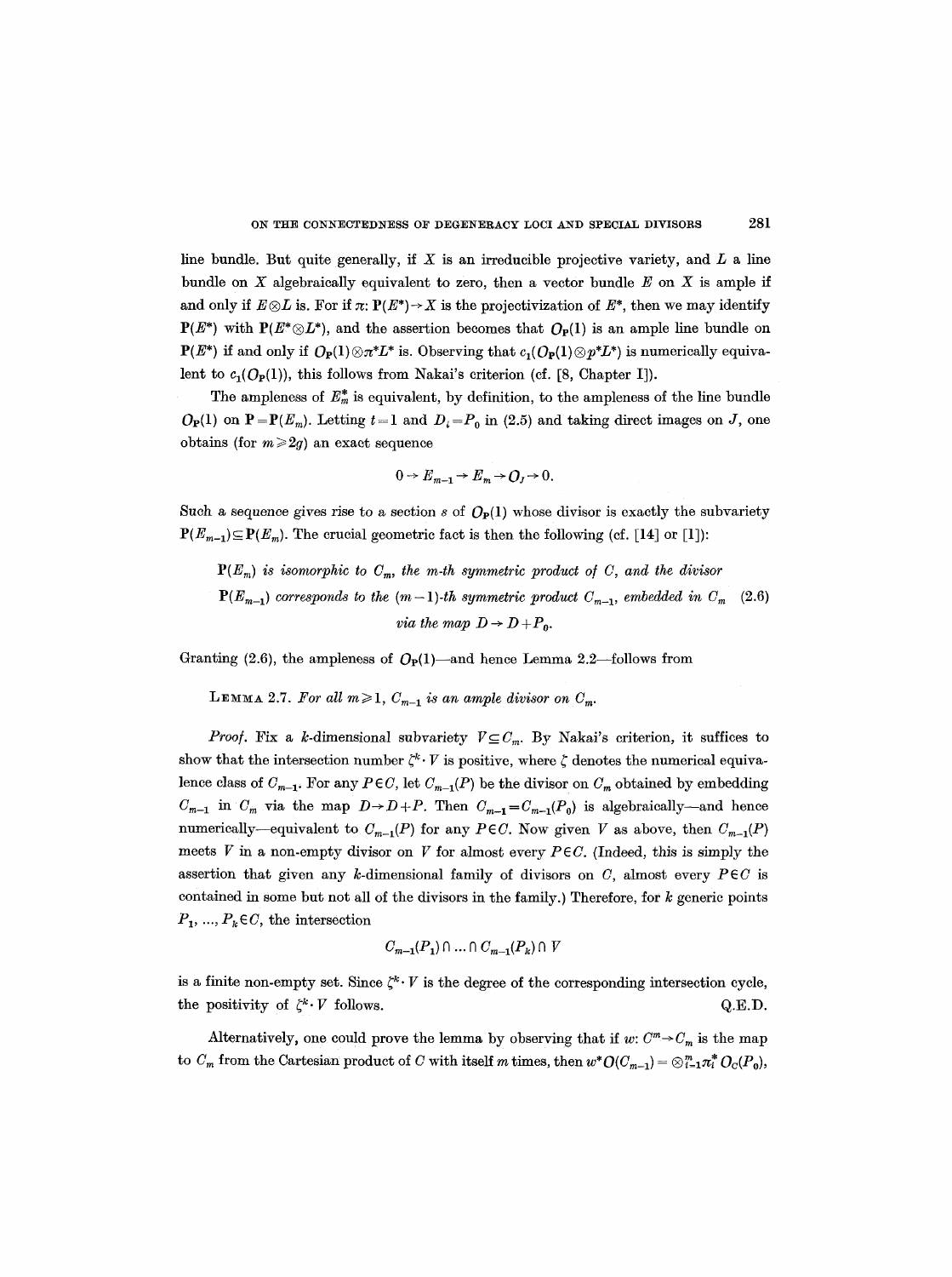line bundle. But quite generally, if $X$ is an irreducible projective variety, and $L$ a line bundle on $X$ algebraically equivalent to zero, then a vector bundle $E$ on $X$ is ample if and only if $E \otimes L$ is. For if $\pi: \mathbf{P}(E^*) \to X$ is the projectivization of $E^*$, then we may identify $\mathbf{P}(E^*)$ with $\mathbf{P}(E^* \otimes L^*)$, and the assertion becomes that $O_{\mathbf{P}}(1)$ is an ample line bundle on $\mathbf{P}(E^*)$ if and only if $O_{\mathbf{P}}(1) \otimes \pi^* L^*$ is. Observing that $c_1(O_{\mathbf{P}}(1) \otimes p^* L^*)$ is numerically equivalent to $c_1(O_{\mathbf{P}}(1))$, this follows from Nakai's criterion (cf. [8, Chapter I]).

The ampleness of $E_m^*$ is equivalent, by definition, to the ampleness of the line bundle $O_{\mathbf{P}}(1)$ on $\mathbf{P} = \mathbf{P}(E_m)$. Letting $t = 1$ and $D_i = P_0$ in (2.5) and taking direct images on $J$, one obtains (for $m \geq 2g$) an exact sequence

$$0 \to E_{m-1} \to E_m \to O_J \to 0.$$

Such a sequence gives rise to a section $s$ of $O_{\mathbf{P}}(1)$ whose divisor is exactly the subvariety $\mathbf{P}(E_{m-1}) \subseteq \mathbf{P}(E_m)$. The crucial geometric fact is then the following (cf. [14] or [1]):

*$\mathbf{P}(E_m)$ is isomorphic to $C_m$, the $m$-th symmetric product of $C$, and the divisor $\mathbf{P}(E_{m-1})$ corresponds to the $(m-1)$-th symmetric product $C_{m-1}$, embedded in $C_m$ via the map $D \to D + P_0$.* (2.6)

Granting (2.6), the ampleness of $O_{\mathbf{P}}(1)$—and hence Lemma 2.2—follows from

LEMMA 2.7. *For all $m \geq 1$, $C_{m-1}$ is an ample divisor on $C_m$.*

*Proof.* Fix a $k$-dimensional subvariety $V \subseteq C_m$. By Nakai's criterion, it suffices to show that the intersection number $\zeta^k \cdot V$ is positive, where $\zeta$ denotes the numerical equivalence class of $C_{m-1}$. For any $P \in C$, let $C_{m-1}(P)$ be the divisor on $C_m$ obtained by embedding $C_{m-1}$ in $C_m$ via the map $D \to D + P$. Then $C_{m-1} = C_{m-1}(P_0)$ is algebraically—and hence numerically—equivalent to $C_{m-1}(P)$ for any $P \in C$. Now given $V$ as above, then $C_{m-1}(P)$ meets $V$ in a non-empty divisor on $V$ for almost every $P \in C$. (Indeed, this is simply the assertion that given any $k$-dimensional family of divisors on $C$, almost every $P \in C$ is contained in some but not all of the divisors in the family.) Therefore, for $k$ generic points $P_1, ..., P_k \in C$, the intersection

$$C_{m-1}(P_1) \cap ... \cap C_{m-1}(P_k) \cap V$$

is a finite non-empty set. Since $\zeta^k \cdot V$ is the degree of the corresponding intersection cycle, the positivity of $\zeta^k \cdot V$ follows. Q.E.D.

Alternatively, one could prove the lemma by observing that if $w: C^m \to C_m$ is the map to $C_m$ from the Cartesian product of $C$ with itself $m$ times, then $w^* O(C_{m-1}) = \otimes_{i=1}^m \pi_i^* O_C(P_0)$,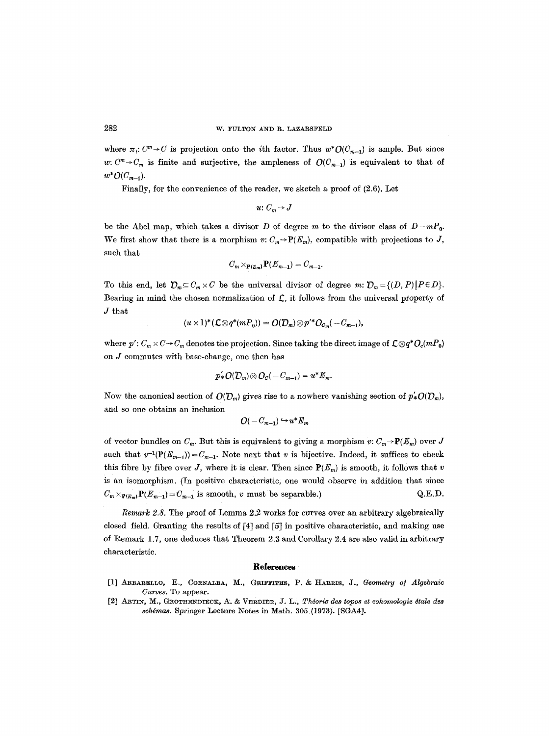where $\pi_i: C^m \to C$ is projection onto the $i$th factor. Thus $w^*\mathcal{O}(C_{m-1})$ is ample. But since $w: C^m \to C_m$ is finite and surjective, the ampleness of $\mathcal{O}(C_{m-1})$ is equivalent to that of $w^*\mathcal{O}(C_{m-1})$.

Finally, for the convenience of the reader, we sketch a proof of (2.6). Let

$$u: C_m \to J$$

be the Abel map, which takes a divisor $D$ of degree $m$ to the divisor class of $D - mP_0$. We first show that there is a morphism $v: C_m \to \mathbf{P}(E_m)$, compatible with projections to $J$, such that

$$C_m \times_{\mathbf{P}(E_m)} \mathbf{P}(E_{m-1}) = C_{m-1}.$$

To this end, let $\mathcal{D}_m \subseteq C_m \times C$ be the universal divisor of degree $m$: $\mathcal{D}_m = \{(D, P) \mid P \in D\}$. Bearing in mind the chosen normalization of $\mathcal{L}$, it follows from the universal property of $J$ that

$$(u \times 1)^*(\mathcal{L} \otimes q^*(mP_0)) = \mathcal{O}(\mathcal{D}_m) \otimes p'^*\mathcal{O}_{C_m}(-C_{m-1}),$$

where $p': C_m \times C \to C_m$ denotes the projection. Since taking the direct image of $\mathcal{L} \otimes q^*\mathcal{O}_c(mP_0)$ on $J$ commutes with base-change, one then has

$$p'_*\mathcal{O}(\mathcal{D}_m) \otimes \mathcal{O}_C(-C_{m-1}) = u^*E_m.$$

Now the canonical section of $\mathcal{O}(\mathcal{D}_m)$ gives rise to a nowhere vanishing section of $p'_*\mathcal{O}(\mathcal{D}_m)$, and so one obtains an inclusion

$$\mathcal{O}(-C_{m-1}) \hookrightarrow u^*E_m$$

of vector bundles on $C_m$. But this is equivalent to giving a morphism $v: C_m \to \mathbf{P}(E_m)$ over $J$ such that $v^{-1}(\mathbf{P}(E_{m-1})) = C_{m-1}$. Note next that $v$ is bijective. Indeed, it suffices to check this fibre by fibre over $J$, where it is clear. Then since $\mathbf{P}(E_m)$ is smooth, it follows that $v$ is an isomorphism. (In positive characteristic, one would observe in addition that since $C_m \times_{\mathbf{P}(E_m)} \mathbf{P}(E_{m-1}) = C_{m-1}$ is smooth, $v$ must be separable.) Q.E.D.

*Remark 2.8.* The proof of Lemma 2.2 works for curves over an arbitrary algebraically closed field. Granting the results of [4] and [5] in positive characteristic, and making use of Remark 1.7, one deduces that Theorem 2.3 and Corollary 2.4 are also valid in arbitrary characteristic.

## References

[1] Arbarello, E., Cornalba, M., Griffiths, P. & Harris, J., *Geometry of Algebraic Curves*. To appear.

[2] Artin, M., Grothendieck, A. & Verdier, J. L., *Théorie des topos et cohomologie étale des schémas*. Springer Lecture Notes in Math. 305 (1973). [SGA4].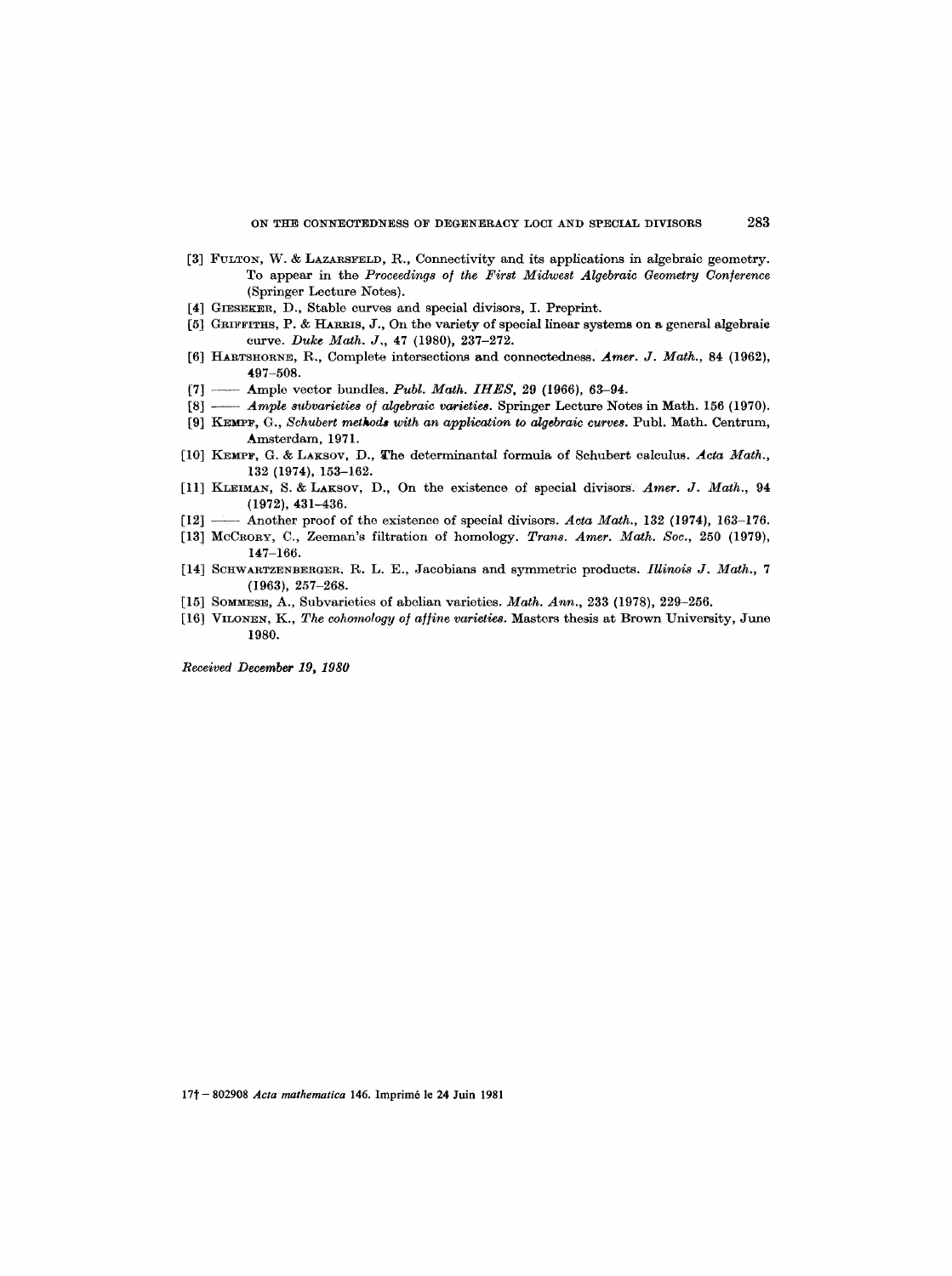[3] Fulton, W. & Lazarsfeld, R., Connectivity and its applications in algebraic geometry. To appear in the *Proceedings of the First Midwest Algebraic Geometry Conference* (Springer Lecture Notes).

[4] Gieseker, D., Stable curves and special divisors, I. Preprint.

[5] Griffiths, P. & Harris, J., On the variety of special linear systems on a general algebraic curve. *Duke Math. J.*, 47 (1980), 237–272.

[6] Hartshorne, R., Complete intersections and connectedness. *Amer. J. Math.*, 84 (1962), 497–508.

[7] —— Ample vector bundles. *Publ. Math. IHES*, 29 (1966), 63–94.

[8] —— *Ample subvarieties of algebraic varieties*. Springer Lecture Notes in Math. 156 (1970).

[9] Kempf, G., *Schubert methods with an application to algebraic curves*. Publ. Math. Centrum, Amsterdam, 1971.

[10] Kempf, G. & Laksov, D., The determinantal formula of Schubert calculus. *Acta Math.*, 132 (1974), 153–162.

[11] Kleiman, S. & Laksov, D., On the existence of special divisors. *Amer. J. Math.*, 94 (1972), 431–436.

[12] —— Another proof of the existence of special divisors. *Acta Math.*, 132 (1974), 163–176.

[13] McCrory, C., Zeeman's filtration of homology. *Trans. Amer. Math. Soc.*, 250 (1979), 147–166.

[14] Schwartzenberger, R. L. E., Jacobians and symmetric products. *Illinois J. Math.*, 7 (1963), 257–268.

[15] Sommese, A., Subvarieties of abelian varieties. *Math. Ann.*, 233 (1978), 229–256.

[16] Vilonen, K., *The cohomology of affine varieties*. Masters thesis at Brown University, June 1980.

*Received December 19, 1980*